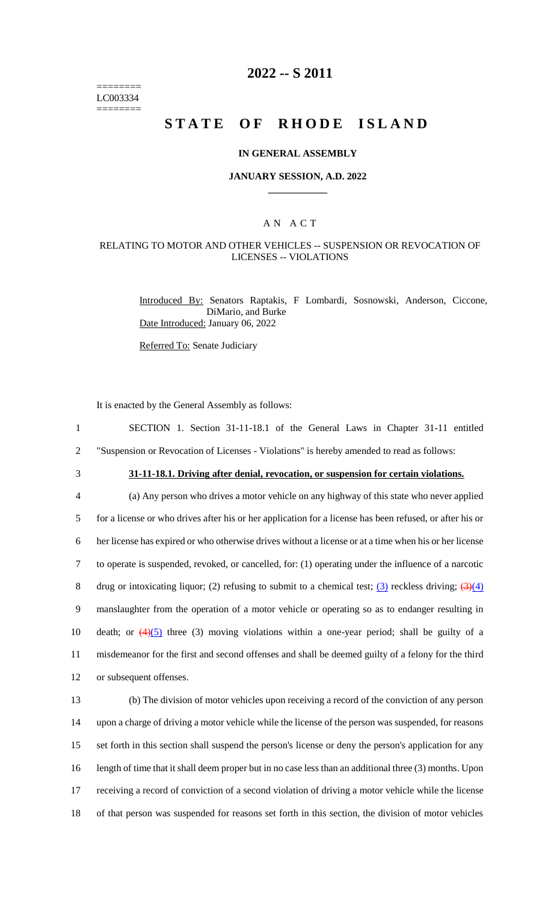LC003334

# 2022 -- S 2011

# STATE OF RHODE ISLAND

## IN GENERAL ASSEMBLY

### JANUARY SESSION, A.D. 2022

## A N A C T

### RELATING TO MOTOR AND OTHER VEHICLES -- SUSPENSION OR REVOCATION OF LICENSES -- VIOLATIONS

Introduced By: Senators Raptakis, F Lombardi, Sosnowski, Anderson, Ciccone, DiMario, and Burke

Date Introduced: January 06, 2022

Referred To: Senate Judiciary

It is enacted by the General Assembly as follows:

1 SECTION 1. Section 31-11-18.1 of the General Laws in Chapter 31-11 entitled

2 "Suspension or Revocation of Licenses - Violations" is hereby amended to read as follows:

3 **31-11-18.1. Driving after denial, revocation, or suspension for certain violations.**

4 (a) Any person who drives a motor vehicle on any highway of this state who never applied

5 for a license or who drives after his or her application for a license has been refused, or after his or

6 her license has expired or who otherwise drives without a license or at a time when his or her license

7 to operate is suspended, revoked, or cancelled, for: (1) operating under the influence of a narcotic

8 drug or intoxicating liquor; (2) refusing to submit to a chemical test; (3) reckless driving; ~~(3)~~(4)

9 manslaughter from the operation of a motor vehicle or operating so as to endanger resulting in

10 death; or ~~(4)~~(5) three (3) moving violations within a one-year period; shall be guilty of a

11 misdemeanor for the first and second offenses and shall be deemed guilty of a felony for the third

12 or subsequent offenses.

13 (b) The division of motor vehicles upon receiving a record of the conviction of any person

14 upon a charge of driving a motor vehicle while the license of the person was suspended, for reasons

15 set forth in this section shall suspend the person's license or deny the person's application for any

16 length of time that it shall deem proper but in no case less than an additional three (3) months. Upon

17 receiving a record of conviction of a second violation of driving a motor vehicle while the license

18 of that person was suspended for reasons set forth in this section, the division of motor vehicles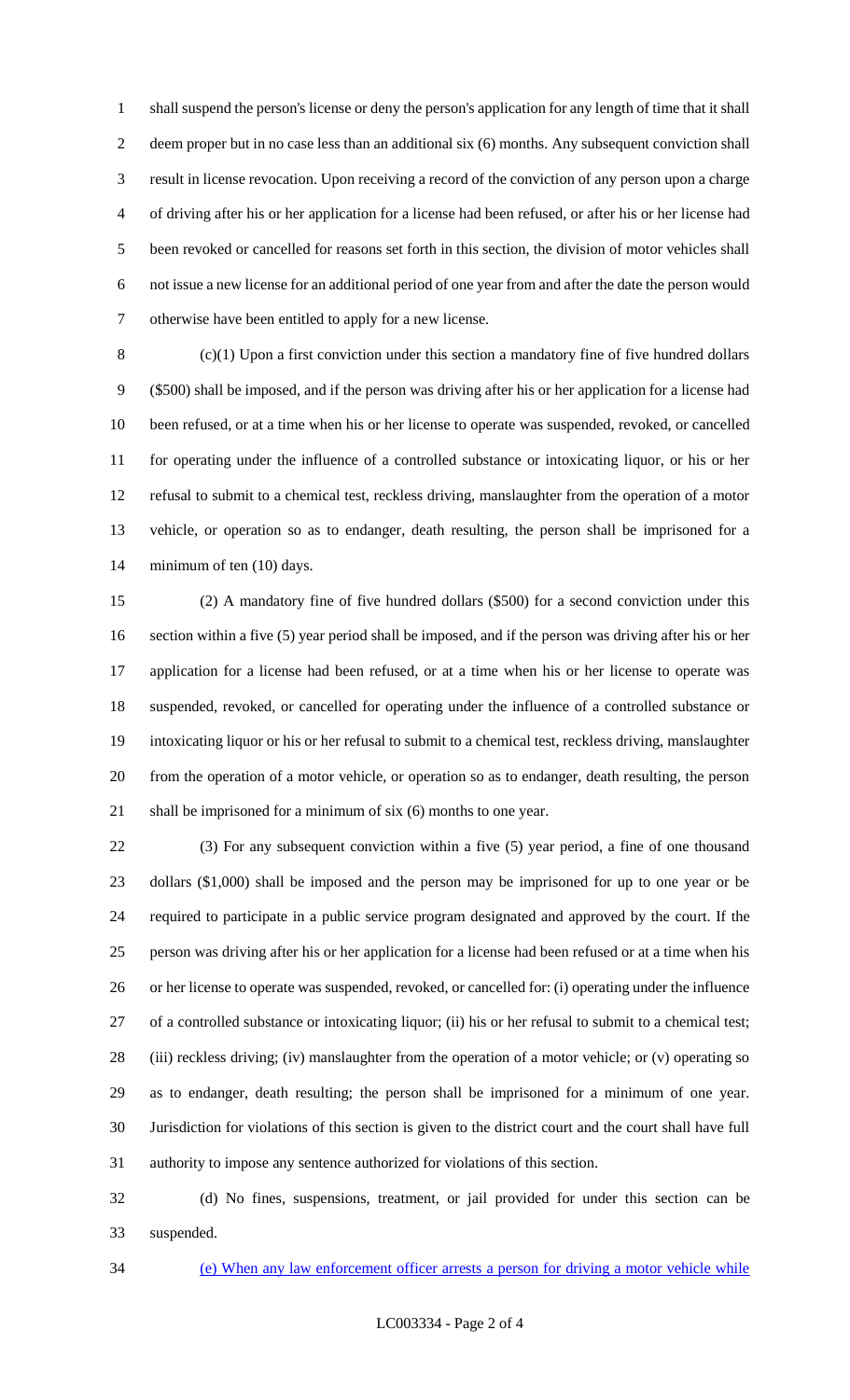shall suspend the person's license or deny the person's application for any length of time that it shall deem proper but in no case less than an additional six (6) months. Any subsequent conviction shall result in license revocation. Upon receiving a record of the conviction of any person upon a charge of driving after his or her application for a license had been refused, or after his or her license had been revoked or cancelled for reasons set forth in this section, the division of motor vehicles shall not issue a new license for an additional period of one year from and after the date the person would otherwise have been entitled to apply for a new license.

(c)(1) Upon a first conviction under this section a mandatory fine of five hundred dollars ($500) shall be imposed, and if the person was driving after his or her application for a license had been refused, or at a time when his or her license to operate was suspended, revoked, or cancelled for operating under the influence of a controlled substance or intoxicating liquor, or his or her refusal to submit to a chemical test, reckless driving, manslaughter from the operation of a motor vehicle, or operation so as to endanger, death resulting, the person shall be imprisoned for a minimum of ten (10) days.

(2) A mandatory fine of five hundred dollars ($500) for a second conviction under this section within a five (5) year period shall be imposed, and if the person was driving after his or her application for a license had been refused, or at a time when his or her license to operate was suspended, revoked, or cancelled for operating under the influence of a controlled substance or intoxicating liquor or his or her refusal to submit to a chemical test, reckless driving, manslaughter from the operation of a motor vehicle, or operation so as to endanger, death resulting, the person shall be imprisoned for a minimum of six (6) months to one year.

(3) For any subsequent conviction within a five (5) year period, a fine of one thousand dollars ($1,000) shall be imposed and the person may be imprisoned for up to one year or be required to participate in a public service program designated and approved by the court. If the person was driving after his or her application for a license had been refused or at a time when his or her license to operate was suspended, revoked, or cancelled for: (i) operating under the influence of a controlled substance or intoxicating liquor; (ii) his or her refusal to submit to a chemical test; (iii) reckless driving; (iv) manslaughter from the operation of a motor vehicle; or (v) operating so as to endanger, death resulting; the person shall be imprisoned for a minimum of one year. Jurisdiction for violations of this section is given to the district court and the court shall have full authority to impose any sentence authorized for violations of this section.

(d) No fines, suspensions, treatment, or jail provided for under this section can be suspended.

(e) When any law enforcement officer arrests a person for driving a motor vehicle while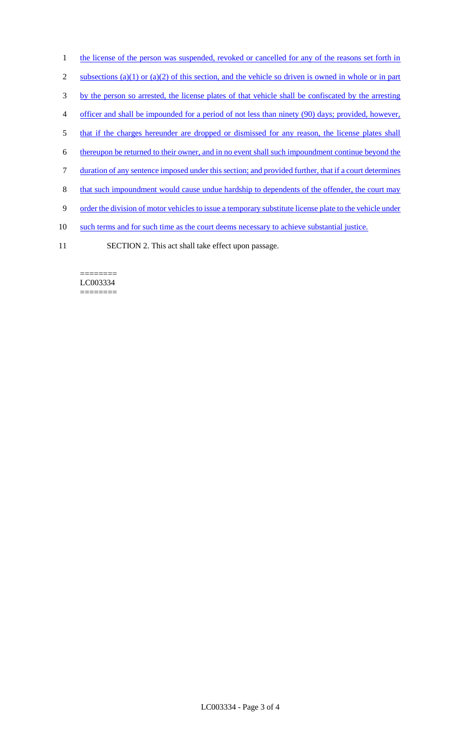the license of the person was suspended, revoked or cancelled for any of the reasons set forth in subsections (a)(1) or (a)(2) of this section, and the vehicle so driven is owned in whole or in part by the person so arrested, the license plates of that vehicle shall be confiscated by the arresting officer and shall be impounded for a period of not less than ninety (90) days; provided, however, that if the charges hereunder are dropped or dismissed for any reason, the license plates shall thereupon be returned to their owner, and in no event shall such impoundment continue beyond the duration of any sentence imposed under this section; and provided further, that if a court determines that such impoundment would cause undue hardship to dependents of the offender, the court may order the division of motor vehicles to issue a temporary substitute license plate to the vehicle under such terms and for such time as the court deems necessary to achieve substantial justice.

SECTION 2. This act shall take effect upon passage.

========
LC003334
========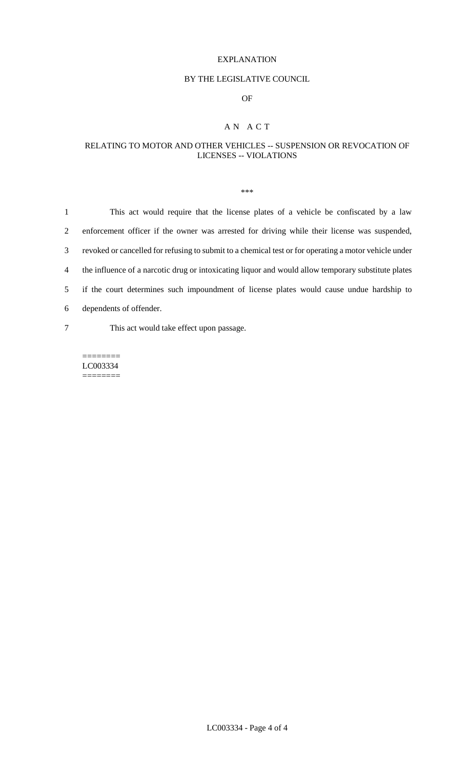EXPLANATION

BY THE LEGISLATIVE COUNCIL

OF

A N A C T

RELATING TO MOTOR AND OTHER VEHICLES -- SUSPENSION OR REVOCATION OF LICENSES -- VIOLATIONS

\*\*\*

This act would require that the license plates of a vehicle be confiscated by a law enforcement officer if the owner was arrested for driving while their license was suspended, revoked or cancelled for refusing to submit to a chemical test or for operating a motor vehicle under the influence of a narcotic drug or intoxicating liquor and would allow temporary substitute plates if the court determines such impoundment of license plates would cause undue hardship to dependents of offender.

This act would take effect upon passage.

========
LC003334
========